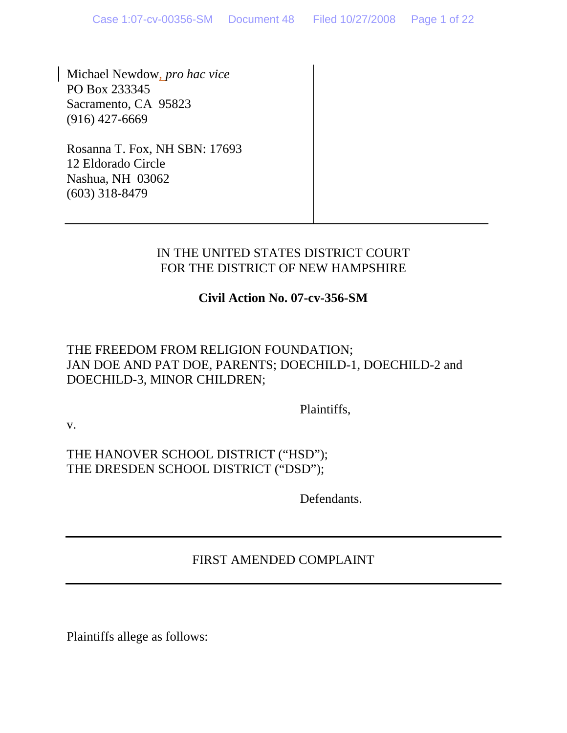Michael Newdow, *pro hac vice*
PO Box 233345
Sacramento, CA 95823
(916) 427-6669

Rosanna T. Fox, NH SBN: 17693
12 Eldorado Circle
Nashua, NH 03062
(603) 318-8479

IN THE UNITED STATES DISTRICT COURT
FOR THE DISTRICT OF NEW HAMPSHIRE

**Civil Action No. 07-cv-356-SM**

THE FREEDOM FROM RELIGION FOUNDATION;
JAN DOE AND PAT DOE, PARENTS; DOECHILD-1, DOECHILD-2 and DOECHILD-3, MINOR CHILDREN;

Plaintiffs,

v.

THE HANOVER SCHOOL DISTRICT ("HSD");
THE DRESDEN SCHOOL DISTRICT ("DSD");

Defendants.

FIRST AMENDED COMPLAINT

Plaintiffs allege as follows: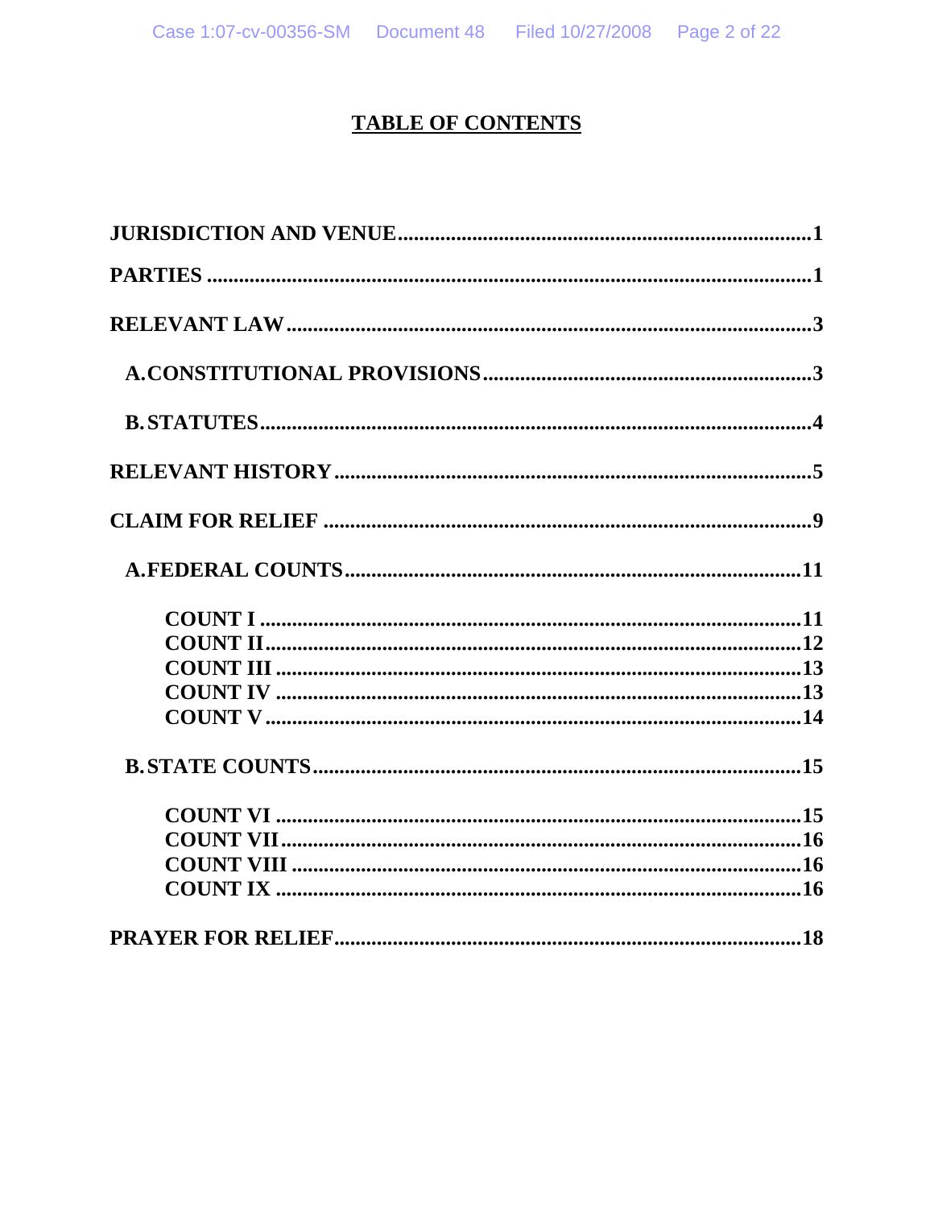# TABLE OF CONTENTS

**JURISDICTION AND VENUE** ........................................................................ **1**

**PARTIES** ........................................................................................................ **1**

**RELEVANT LAW** ........................................................................................... **3**

- **A. CONSTITUTIONAL PROVISIONS** ....................................................... **3**
- **B. STATUTES** ................................................................................................ **4**

**RELEVANT HISTORY** ................................................................................... **5**

**CLAIM FOR RELIEF** ...................................................................................... **9**

- **A. FEDERAL COUNTS** ................................................................................ **11**
  - **COUNT I** ................................................................................................ **11**
  - **COUNT II** ............................................................................................... **12**
  - **COUNT III** .............................................................................................. **13**
  - **COUNT IV** .............................................................................................. **13**
  - **COUNT V** ............................................................................................... **14**
- **B. STATE COUNTS** ..................................................................................... **15**
  - **COUNT VI** .............................................................................................. **15**
  - **COUNT VII** ............................................................................................. **16**
  - **COUNT VIII** ............................................................................................ **16**
  - **COUNT IX** .............................................................................................. **16**

**PRAYER FOR RELIEF** .................................................................................... **18**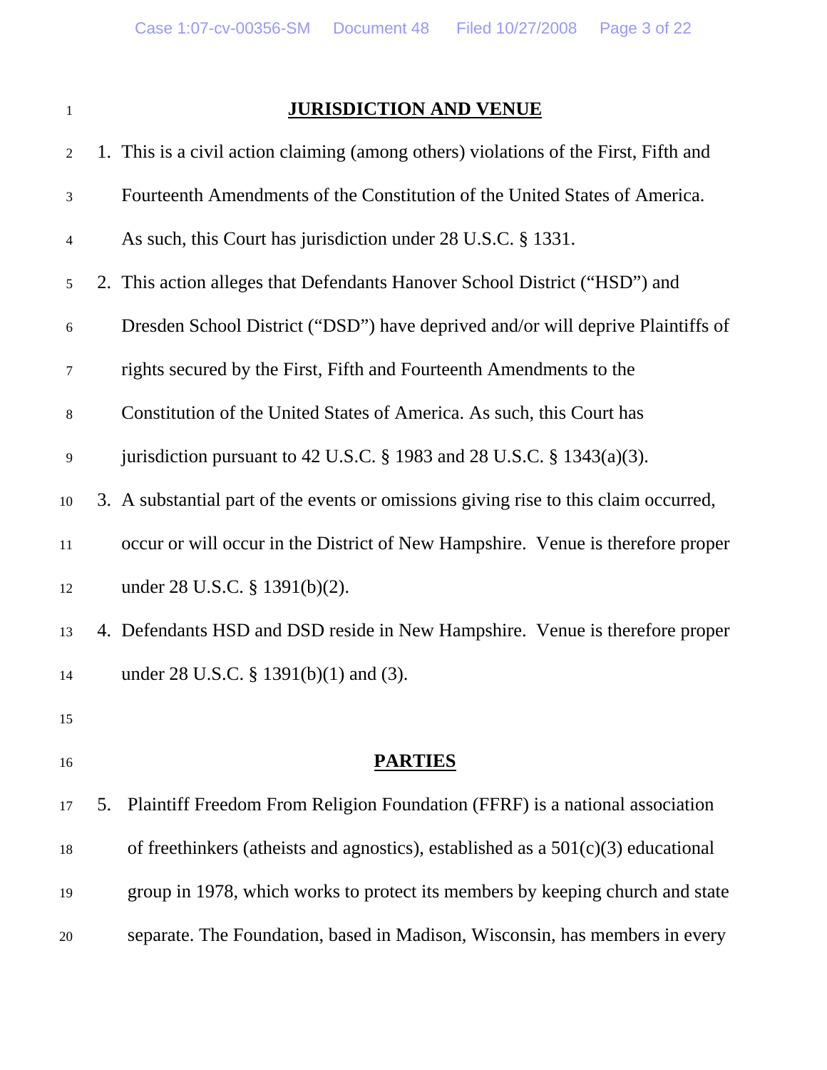## JURISDICTION AND VENUE

1. This is a civil action claiming (among others) violations of the First, Fifth and Fourteenth Amendments of the Constitution of the United States of America. As such, this Court has jurisdiction under 28 U.S.C. § 1331.

2. This action alleges that Defendants Hanover School District ("HSD") and Dresden School District ("DSD") have deprived and/or will deprive Plaintiffs of rights secured by the First, Fifth and Fourteenth Amendments to the Constitution of the United States of America. As such, this Court has jurisdiction pursuant to 42 U.S.C. § 1983 and 28 U.S.C. § 1343(a)(3).

3. A substantial part of the events or omissions giving rise to this claim occurred, occur or will occur in the District of New Hampshire. Venue is therefore proper under 28 U.S.C. § 1391(b)(2).

4. Defendants HSD and DSD reside in New Hampshire. Venue is therefore proper under 28 U.S.C. § 1391(b)(1) and (3).

## PARTIES

5. Plaintiff Freedom From Religion Foundation (FFRF) is a national association of freethinkers (atheists and agnostics), established as a 501(c)(3) educational group in 1978, which works to protect its members by keeping church and state separate. The Foundation, based in Madison, Wisconsin, has members in every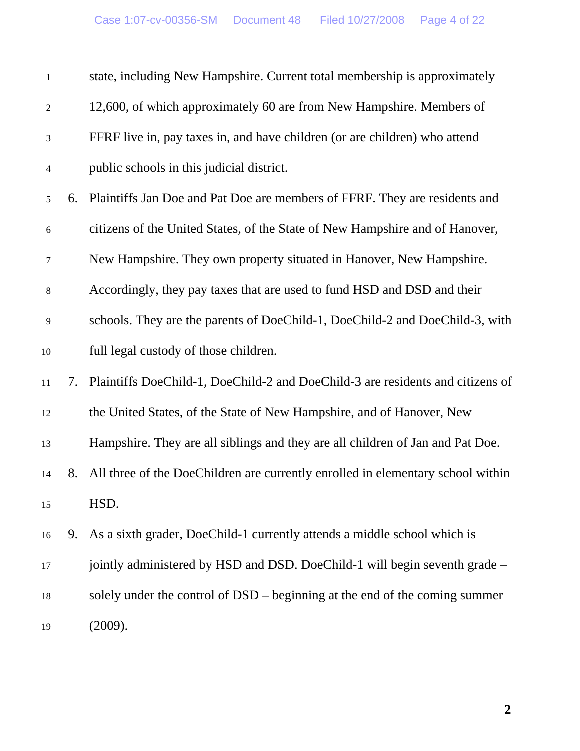state, including New Hampshire. Current total membership is approximately 12,600, of which approximately 60 are from New Hampshire. Members of FFRF live in, pay taxes in, and have children (or are children) who attend public schools in this judicial district.

6. Plaintiffs Jan Doe and Pat Doe are members of FFRF. They are residents and citizens of the United States, of the State of New Hampshire and of Hanover, New Hampshire. They own property situated in Hanover, New Hampshire. Accordingly, they pay taxes that are used to fund HSD and DSD and their schools. They are the parents of DoeChild-1, DoeChild-2 and DoeChild-3, with full legal custody of those children.

7. Plaintiffs DoeChild-1, DoeChild-2 and DoeChild-3 are residents and citizens of the United States, of the State of New Hampshire, and of Hanover, New Hampshire. They are all siblings and they are all children of Jan and Pat Doe.

8. All three of the DoeChildren are currently enrolled in elementary school within HSD.

9. As a sixth grader, DoeChild-1 currently attends a middle school which is jointly administered by HSD and DSD. DoeChild-1 will begin seventh grade – solely under the control of DSD – beginning at the end of the coming summer (2009).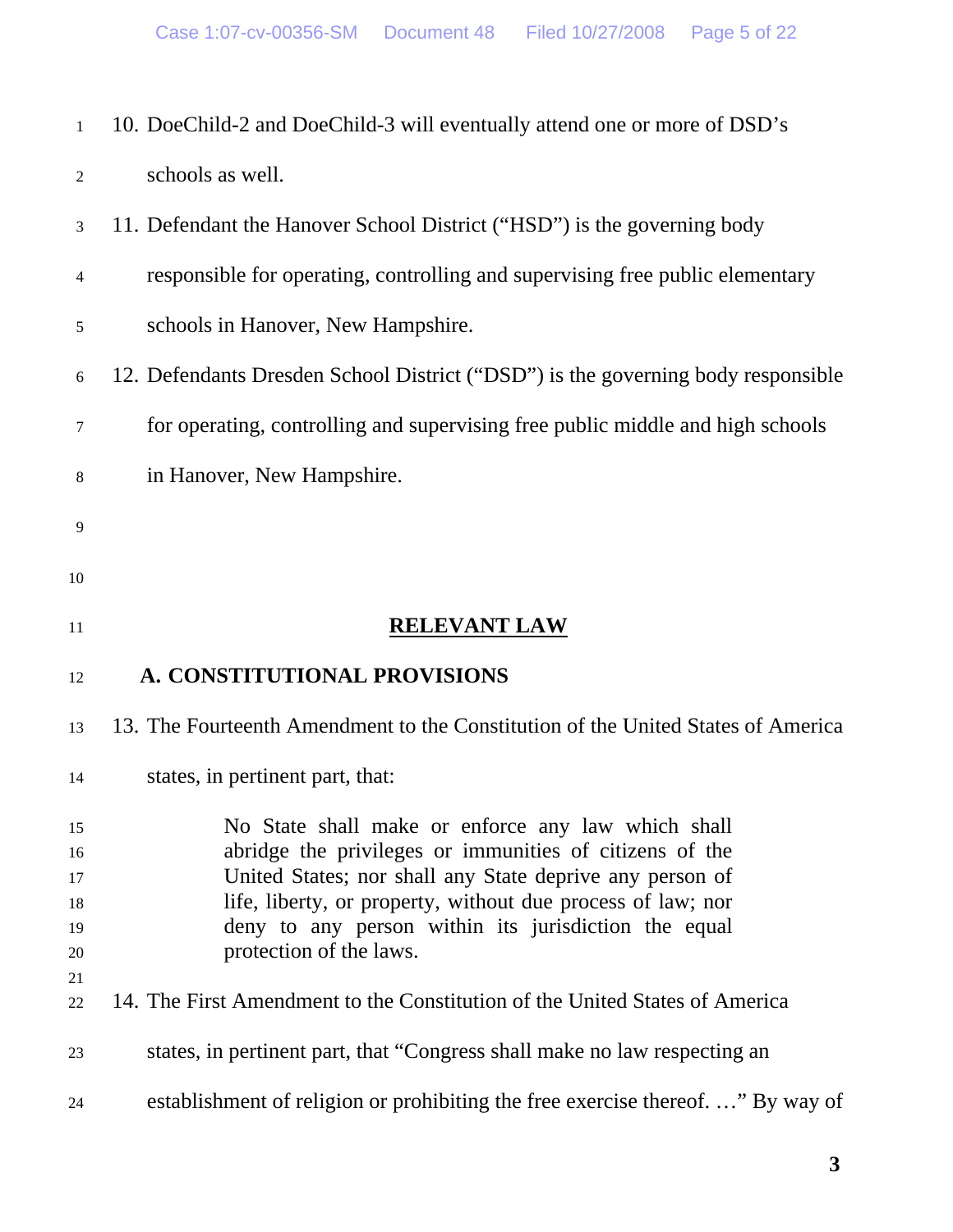10. DoeChild-2 and DoeChild-3 will eventually attend one or more of DSD's schools as well.

11. Defendant the Hanover School District ("HSD") is the governing body responsible for operating, controlling and supervising free public elementary schools in Hanover, New Hampshire.

12. Defendants Dresden School District ("DSD") is the governing body responsible for operating, controlling and supervising free public middle and high schools in Hanover, New Hampshire.

## RELEVANT LAW

### A. CONSTITUTIONAL PROVISIONS

13. The Fourteenth Amendment to the Constitution of the United States of America states, in pertinent part, that:

> No State shall make or enforce any law which shall abridge the privileges or immunities of citizens of the United States; nor shall any State deprive any person of life, liberty, or property, without due process of law; nor deny to any person within its jurisdiction the equal protection of the laws.

14. The First Amendment to the Constitution of the United States of America states, in pertinent part, that "Congress shall make no law respecting an establishment of religion or prohibiting the free exercise thereof. …" By way of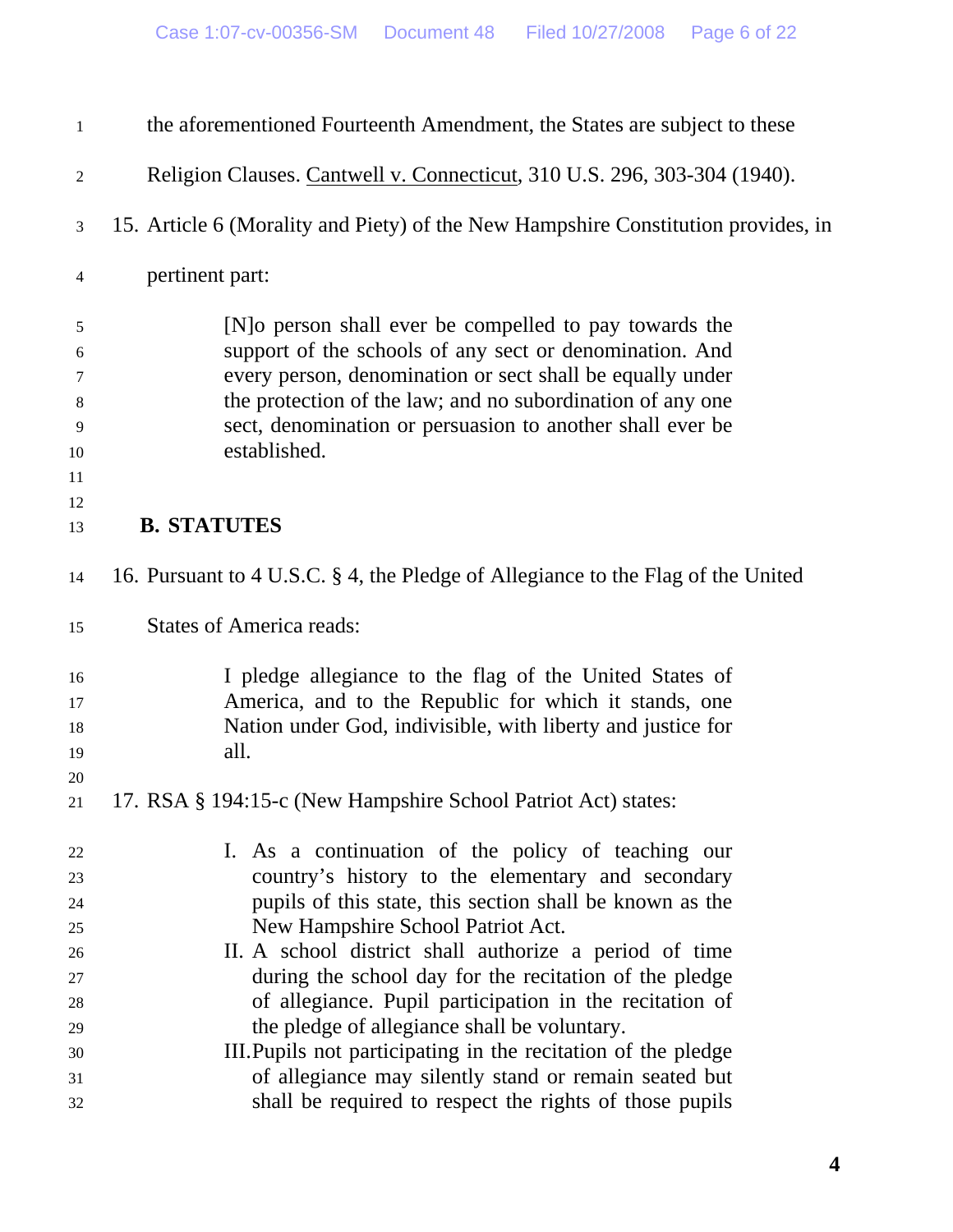the aforementioned Fourteenth Amendment, the States are subject to these Religion Clauses. Cantwell v. Connecticut, 310 U.S. 296, 303-304 (1940).

15. Article 6 (Morality and Piety) of the New Hampshire Constitution provides, in pertinent part:

> [N]o person shall ever be compelled to pay towards the support of the schools of any sect or denomination. And every person, denomination or sect shall be equally under the protection of the law; and no subordination of any one sect, denomination or persuasion to another shall ever be established.

**B. STATUTES**

16. Pursuant to 4 U.S.C. § 4, the Pledge of Allegiance to the Flag of the United States of America reads:

> I pledge allegiance to the flag of the United States of America, and to the Republic for which it stands, one Nation under God, indivisible, with liberty and justice for all.

17. RSA § 194:15-c (New Hampshire School Patriot Act) states:

> I. As a continuation of the policy of teaching our country's history to the elementary and secondary pupils of this state, this section shall be known as the New Hampshire School Patriot Act.
>
> II. A school district shall authorize a period of time during the school day for the recitation of the pledge of allegiance. Pupil participation in the recitation of the pledge of allegiance shall be voluntary.
>
> III. Pupils not participating in the recitation of the pledge of allegiance may silently stand or remain seated but shall be required to respect the rights of those pupils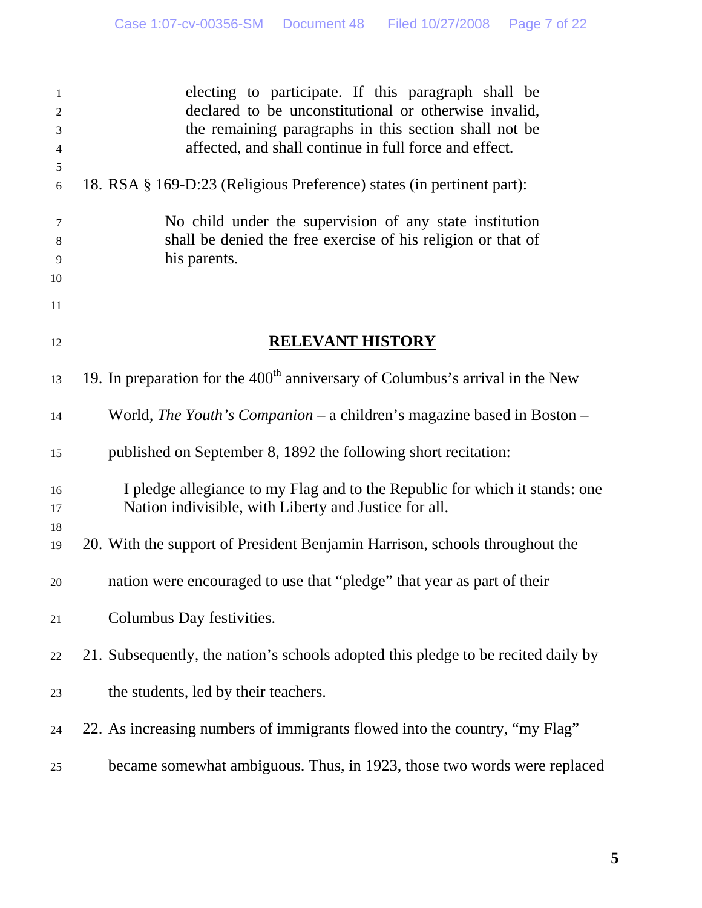> electing to participate. If this paragraph shall be declared to be unconstitutional or otherwise invalid, the remaining paragraphs in this section shall not be affected, and shall continue in full force and effect.

18. RSA § 169-D:23 (Religious Preference) states (in pertinent part):

> No child under the supervision of any state institution shall be denied the free exercise of his religion or that of his parents.

## RELEVANT HISTORY

19. In preparation for the 400th anniversary of Columbus's arrival in the New World, *The Youth's Companion* – a children's magazine based in Boston – published on September 8, 1892 the following short recitation:

> I pledge allegiance to my Flag and to the Republic for which it stands: one Nation indivisible, with Liberty and Justice for all.

20. With the support of President Benjamin Harrison, schools throughout the nation were encouraged to use that "pledge" that year as part of their Columbus Day festivities.

21. Subsequently, the nation's schools adopted this pledge to be recited daily by the students, led by their teachers.

22. As increasing numbers of immigrants flowed into the country, "my Flag" became somewhat ambiguous. Thus, in 1923, those two words were replaced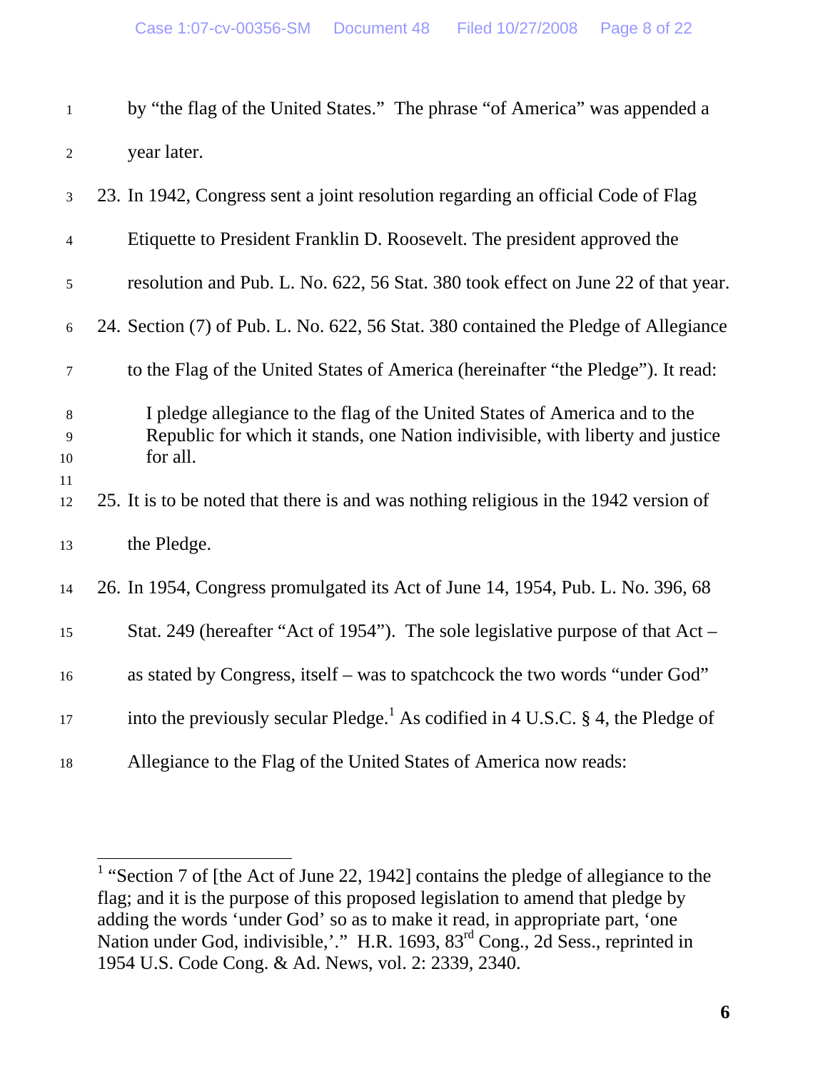by "the flag of the United States." The phrase "of America" was appended a year later.

23. In 1942, Congress sent a joint resolution regarding an official Code of Flag Etiquette to President Franklin D. Roosevelt. The president approved the resolution and Pub. L. No. 622, 56 Stat. 380 took effect on June 22 of that year.

24. Section (7) of Pub. L. No. 622, 56 Stat. 380 contained the Pledge of Allegiance to the Flag of the United States of America (hereinafter "the Pledge"). It read:

> I pledge allegiance to the flag of the United States of America and to the Republic for which it stands, one Nation indivisible, with liberty and justice for all.

25. It is to be noted that there is and was nothing religious in the 1942 version of the Pledge.

26. In 1954, Congress promulgated its Act of June 14, 1954, Pub. L. No. 396, 68 Stat. 249 (hereafter "Act of 1954"). The sole legislative purpose of that Act – as stated by Congress, itself – was to spatchcock the two words "under God" into the previously secular Pledge.[1] As codified in 4 U.S.C. § 4, the Pledge of Allegiance to the Flag of the United States of America now reads:

---

[1] "Section 7 of [the Act of June 22, 1942] contains the pledge of allegiance to the flag; and it is the purpose of this proposed legislation to amend that pledge by adding the words 'under God' so as to make it read, in appropriate part, 'one Nation under God, indivisible,'." H.R. 1693, 83rd Cong., 2d Sess., reprinted in 1954 U.S. Code Cong. & Ad. News, vol. 2: 2339, 2340.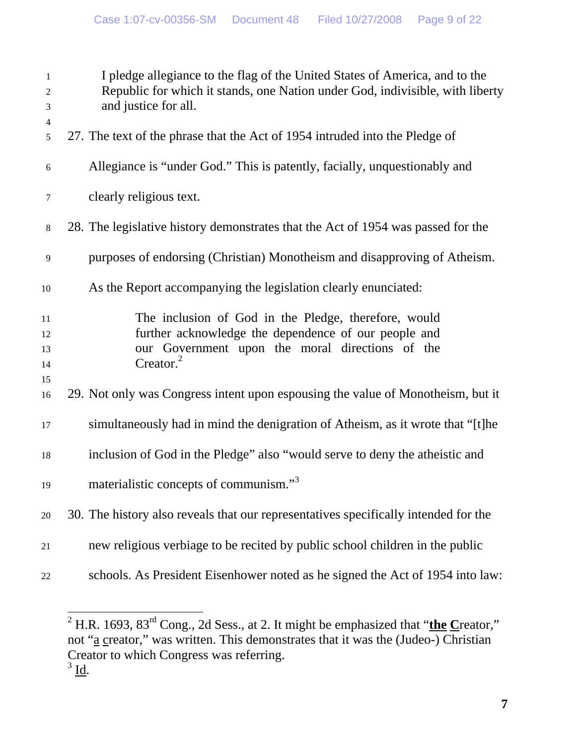> I pledge allegiance to the flag of the United States of America, and to the Republic for which it stands, one Nation under God, indivisible, with liberty and justice for all.

27. The text of the phrase that the Act of 1954 intruded into the Pledge of Allegiance is "under God." This is patently, facially, unquestionably and clearly religious text.

28. The legislative history demonstrates that the Act of 1954 was passed for the purposes of endorsing (Christian) Monotheism and disapproving of Atheism. As the Report accompanying the legislation clearly enunciated:

> The inclusion of God in the Pledge, therefore, would further acknowledge the dependence of our people and our Government upon the moral directions of the Creator.[2]

29. Not only was Congress intent upon espousing the value of Monotheism, but it simultaneously had in mind the denigration of Atheism, as it wrote that "[t]he inclusion of God in the Pledge" also "would serve to deny the atheistic and materialistic concepts of communism."[3]

30. The history also reveals that our representatives specifically intended for the new religious verbiage to be recited by public school children in the public schools. As President Eisenhower noted as he signed the Act of 1954 into law:

---

[2] H.R. 1693, 83rd Cong., 2d Sess., at 2. It might be emphasized that "**the C**reator," not "a creator," was written. This demonstrates that it was the (Judeo-) Christian Creator to which Congress was referring.

[3] Id.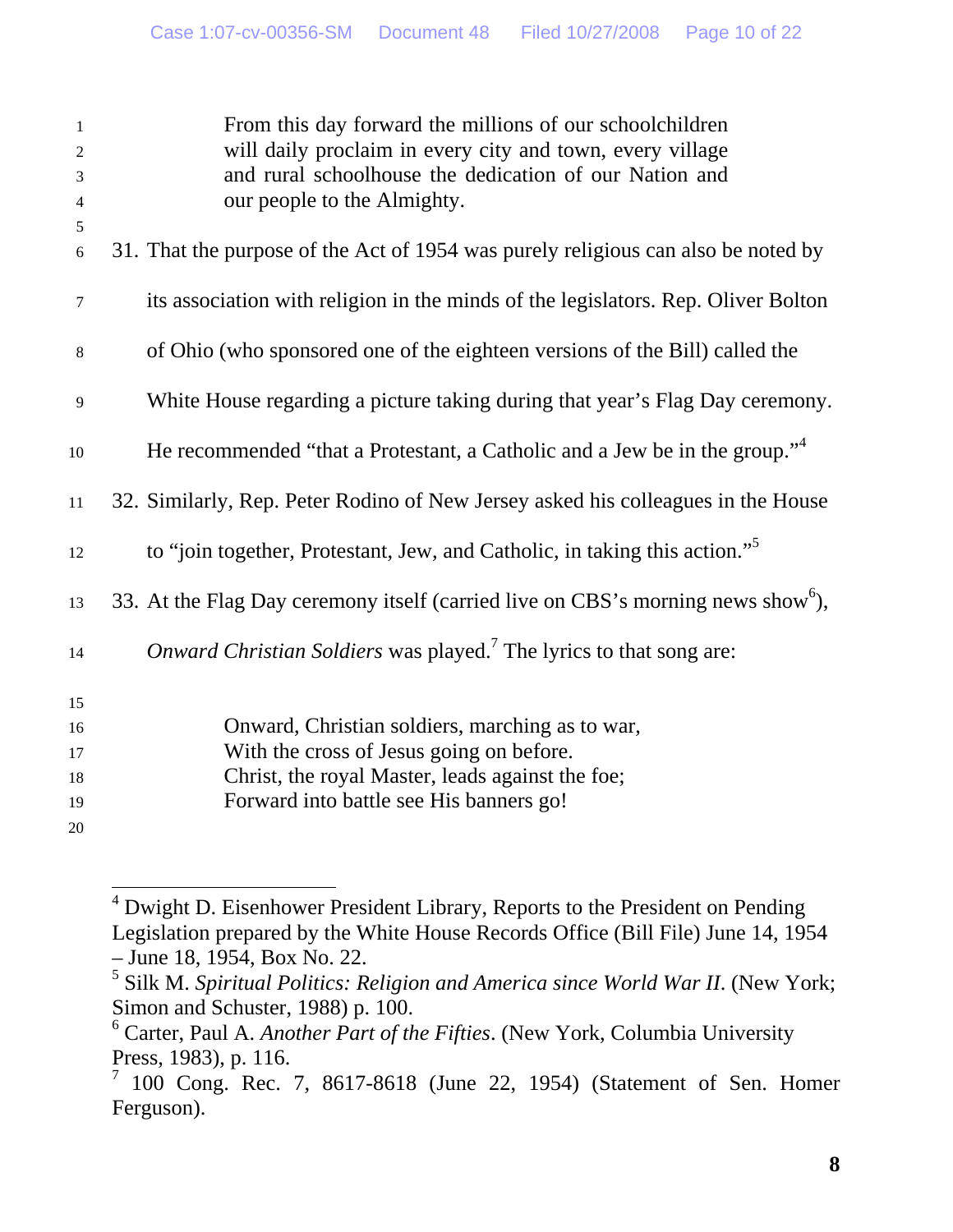> From this day forward the millions of our schoolchildren will daily proclaim in every city and town, every village and rural schoolhouse the dedication of our Nation and our people to the Almighty.

31. That the purpose of the Act of 1954 was purely religious can also be noted by its association with religion in the minds of the legislators. Rep. Oliver Bolton of Ohio (who sponsored one of the eighteen versions of the Bill) called the White House regarding a picture taking during that year's Flag Day ceremony. He recommended "that a Protestant, a Catholic and a Jew be in the group."[4]

32. Similarly, Rep. Peter Rodino of New Jersey asked his colleagues in the House to "join together, Protestant, Jew, and Catholic, in taking this action."[5]

33. At the Flag Day ceremony itself (carried live on CBS's morning news show[6]), *Onward Christian Soldiers* was played.[7] The lyrics to that song are:

> Onward, Christian soldiers, marching as to war,
> With the cross of Jesus going on before.
> Christ, the royal Master, leads against the foe;
> Forward into battle see His banners go!

---

[4] Dwight D. Eisenhower President Library, Reports to the President on Pending Legislation prepared by the White House Records Office (Bill File) June 14, 1954 – June 18, 1954, Box No. 22.

[5] Silk M. *Spiritual Politics: Religion and America since World War II*. (New York; Simon and Schuster, 1988) p. 100.

[6] Carter, Paul A. *Another Part of the Fifties*. (New York, Columbia University Press, 1983), p. 116.

[7] 100 Cong. Rec. 7, 8617-8618 (June 22, 1954) (Statement of Sen. Homer Ferguson).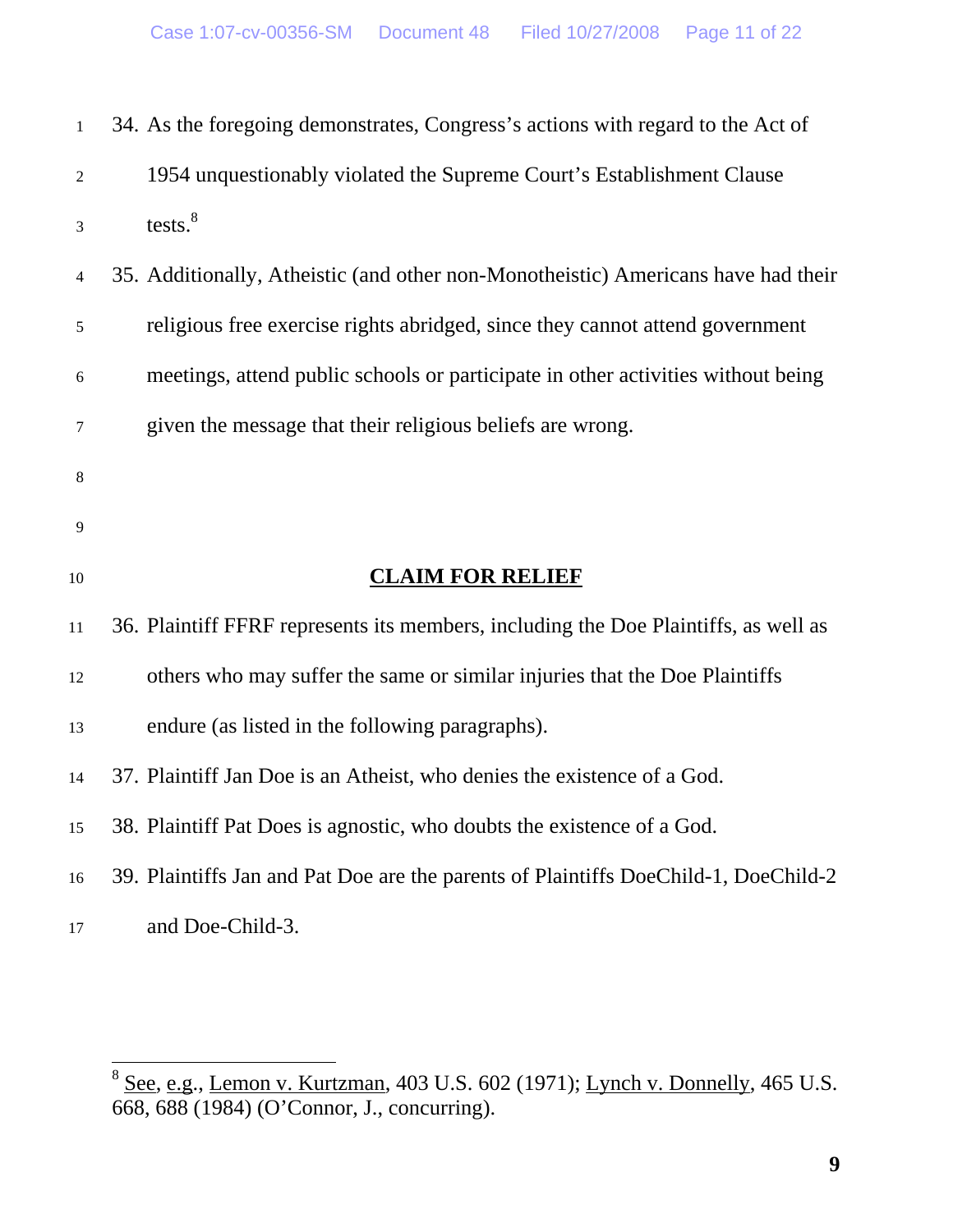34. As the foregoing demonstrates, Congress's actions with regard to the Act of 1954 unquestionably violated the Supreme Court's Establishment Clause tests.[8]

35. Additionally, Atheistic (and other non-Monotheistic) Americans have had their religious free exercise rights abridged, since they cannot attend government meetings, attend public schools or participate in other activities without being given the message that their religious beliefs are wrong.

## CLAIM FOR RELIEF

36. Plaintiff FFRF represents its members, including the Doe Plaintiffs, as well as others who may suffer the same or similar injuries that the Doe Plaintiffs endure (as listed in the following paragraphs).

37. Plaintiff Jan Doe is an Atheist, who denies the existence of a God.

38. Plaintiff Pat Does is agnostic, who doubts the existence of a God.

39. Plaintiffs Jan and Pat Doe are the parents of Plaintiffs DoeChild-1, DoeChild-2 and Doe-Child-3.

---

[8] See, e.g., Lemon v. Kurtzman, 403 U.S. 602 (1971); Lynch v. Donnelly, 465 U.S. 668, 688 (1984) (O'Connor, J., concurring).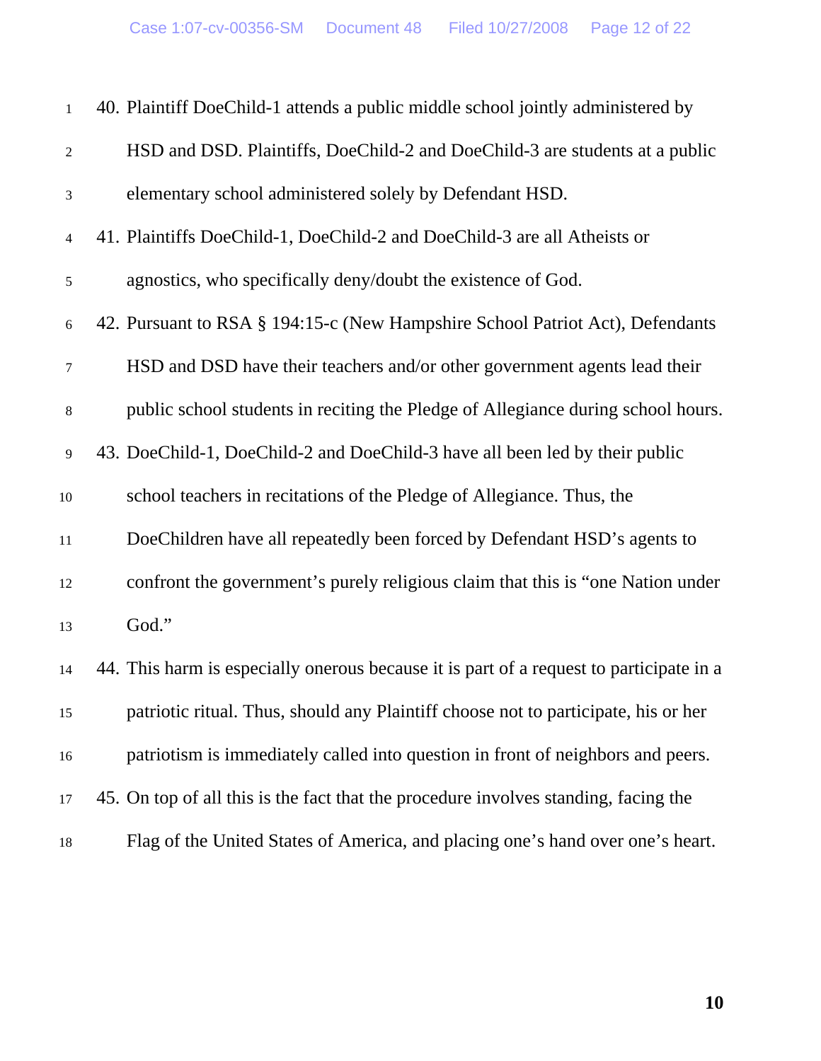40. Plaintiff DoeChild-1 attends a public middle school jointly administered by HSD and DSD. Plaintiffs, DoeChild-2 and DoeChild-3 are students at a public elementary school administered solely by Defendant HSD.

41. Plaintiffs DoeChild-1, DoeChild-2 and DoeChild-3 are all Atheists or agnostics, who specifically deny/doubt the existence of God.

42. Pursuant to RSA § 194:15-c (New Hampshire School Patriot Act), Defendants HSD and DSD have their teachers and/or other government agents lead their public school students in reciting the Pledge of Allegiance during school hours.

43. DoeChild-1, DoeChild-2 and DoeChild-3 have all been led by their public school teachers in recitations of the Pledge of Allegiance. Thus, the DoeChildren have all repeatedly been forced by Defendant HSD's agents to confront the government's purely religious claim that this is "one Nation under God."

44. This harm is especially onerous because it is part of a request to participate in a patriotic ritual. Thus, should any Plaintiff choose not to participate, his or her patriotism is immediately called into question in front of neighbors and peers.

45. On top of all this is the fact that the procedure involves standing, facing the Flag of the United States of America, and placing one's hand over one's heart.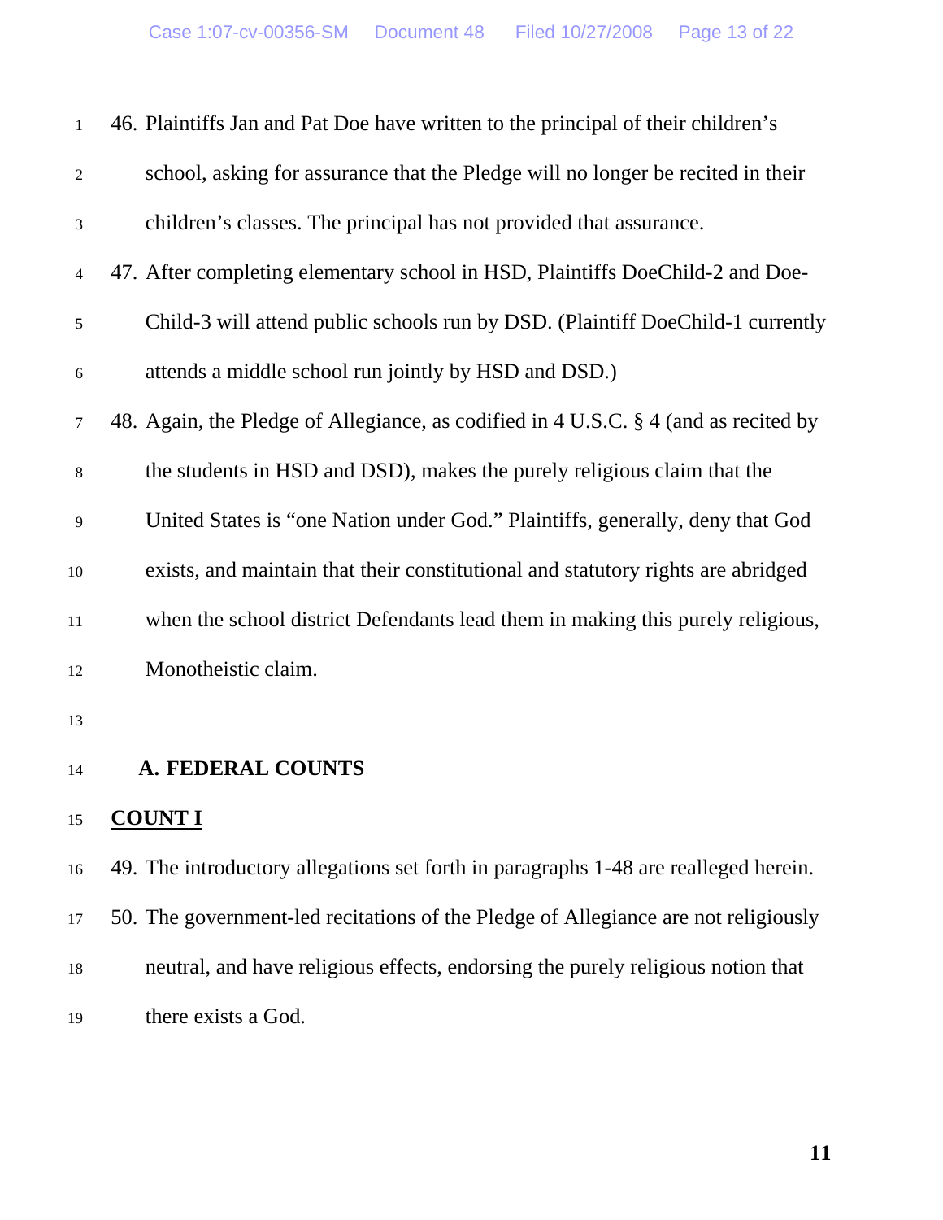46. Plaintiffs Jan and Pat Doe have written to the principal of their children's school, asking for assurance that the Pledge will no longer be recited in their children's classes. The principal has not provided that assurance.

47. After completing elementary school in HSD, Plaintiffs DoeChild-2 and DoeChild-3 will attend public schools run by DSD. (Plaintiff DoeChild-1 currently attends a middle school run jointly by HSD and DSD.)

48. Again, the Pledge of Allegiance, as codified in 4 U.S.C. § 4 (and as recited by the students in HSD and DSD), makes the purely religious claim that the United States is "one Nation under God." Plaintiffs, generally, deny that God exists, and maintain that their constitutional and statutory rights are abridged when the school district Defendants lead them in making this purely religious, Monotheistic claim.

## A. FEDERAL COUNTS

### COUNT I

49. The introductory allegations set forth in paragraphs 1-48 are realleged herein.

50. The government-led recitations of the Pledge of Allegiance are not religiously neutral, and have religious effects, endorsing the purely religious notion that there exists a God.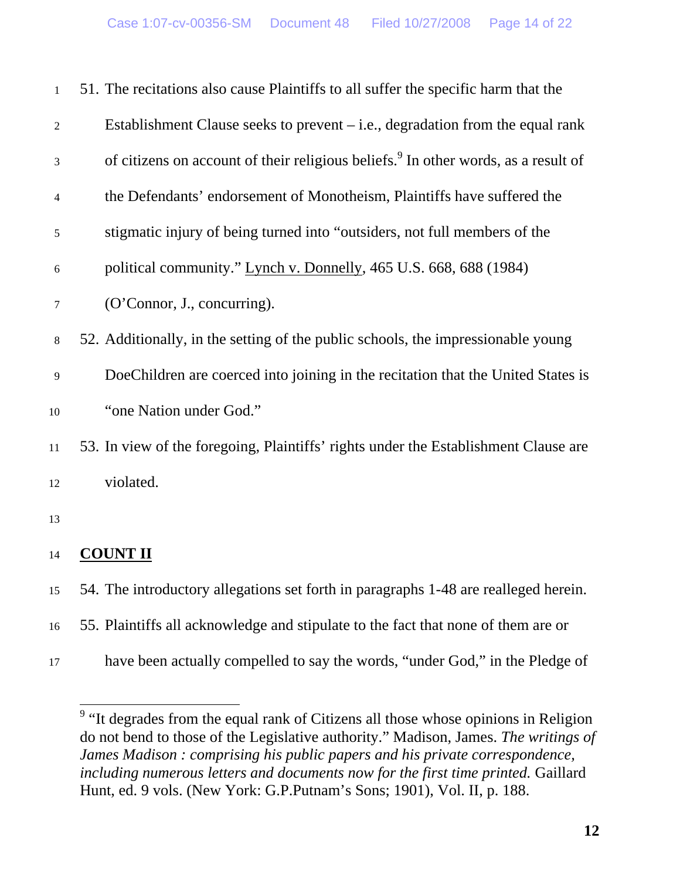51. The recitations also cause Plaintiffs to all suffer the specific harm that the Establishment Clause seeks to prevent – i.e., degradation from the equal rank of citizens on account of their religious beliefs.[9] In other words, as a result of the Defendants' endorsement of Monotheism, Plaintiffs have suffered the stigmatic injury of being turned into "outsiders, not full members of the political community." Lynch v. Donnelly, 465 U.S. 668, 688 (1984) (O'Connor, J., concurring).

52. Additionally, in the setting of the public schools, the impressionable young DoeChildren are coerced into joining in the recitation that the United States is "one Nation under God."

53. In view of the foregoing, Plaintiffs' rights under the Establishment Clause are violated.

**COUNT II**

54. The introductory allegations set forth in paragraphs 1-48 are realleged herein.

55. Plaintiffs all acknowledge and stipulate to the fact that none of them are or have been actually compelled to say the words, "under God," in the Pledge of

---

[9] "It degrades from the equal rank of Citizens all those whose opinions in Religion do not bend to those of the Legislative authority." Madison, James. *The writings of James Madison : comprising his public papers and his private correspondence, including numerous letters and documents now for the first time printed.* Gaillard Hunt, ed. 9 vols. (New York: G.P.Putnam's Sons; 1901), Vol. II, p. 188.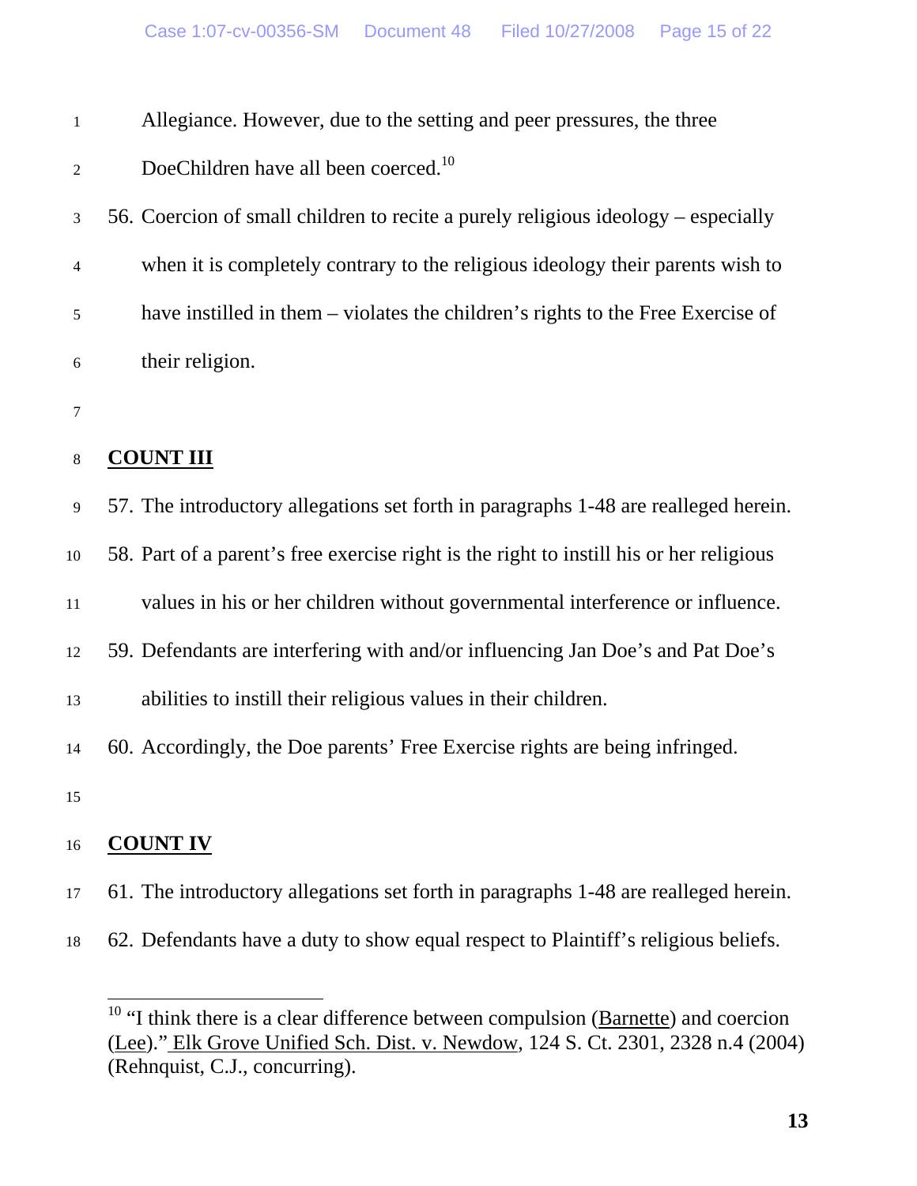Allegiance. However, due to the setting and peer pressures, the three DoeChildren have all been coerced.[10]

56. Coercion of small children to recite a purely religious ideology – especially when it is completely contrary to the religious ideology their parents wish to have instilled in them – violates the children's rights to the Free Exercise of their religion.

**COUNT III**

57. The introductory allegations set forth in paragraphs 1-48 are realleged herein.

58. Part of a parent's free exercise right is the right to instill his or her religious values in his or her children without governmental interference or influence.

59. Defendants are interfering with and/or influencing Jan Doe's and Pat Doe's abilities to instill their religious values in their children.

60. Accordingly, the Doe parents' Free Exercise rights are being infringed.

**COUNT IV**

61. The introductory allegations set forth in paragraphs 1-48 are realleged herein.

62. Defendants have a duty to show equal respect to Plaintiff's religious beliefs.

---

[10] "I think there is a clear difference between compulsion (Barnette) and coercion (Lee)." Elk Grove Unified Sch. Dist. v. Newdow, 124 S. Ct. 2301, 2328 n.4 (2004) (Rehnquist, C.J., concurring).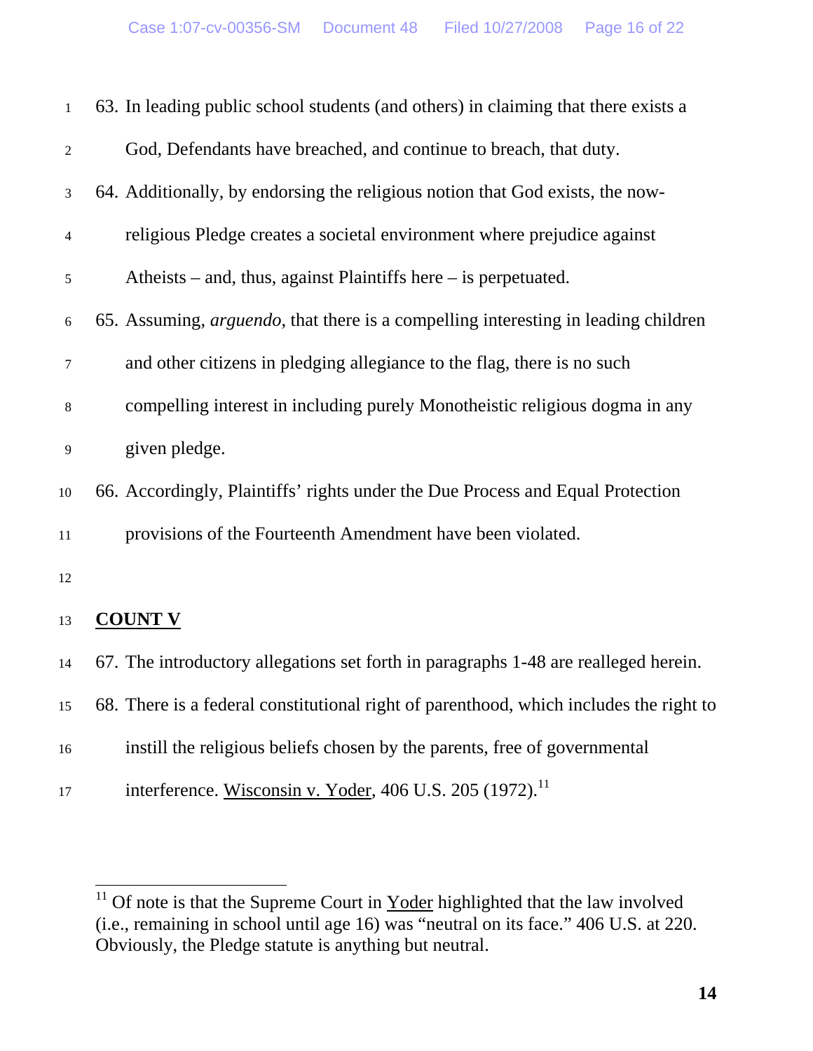63. In leading public school students (and others) in claiming that there exists a God, Defendants have breached, and continue to breach, that duty.

64. Additionally, by endorsing the religious notion that God exists, the now-religious Pledge creates a societal environment where prejudice against Atheists – and, thus, against Plaintiffs here – is perpetuated.

65. Assuming, *arguendo,* that there is a compelling interesting in leading children and other citizens in pledging allegiance to the flag, there is no such compelling interest in including purely Monotheistic religious dogma in any given pledge.

66. Accordingly, Plaintiffs' rights under the Due Process and Equal Protection provisions of the Fourteenth Amendment have been violated.

## COUNT V

67. The introductory allegations set forth in paragraphs 1-48 are realleged herein.

68. There is a federal constitutional right of parenthood, which includes the right to instill the religious beliefs chosen by the parents, free of governmental interference. Wisconsin v. Yoder, 406 U.S. 205 (1972).[11]

---

[11] Of note is that the Supreme Court in Yoder highlighted that the law involved (i.e., remaining in school until age 16) was "neutral on its face." 406 U.S. at 220. Obviously, the Pledge statute is anything but neutral.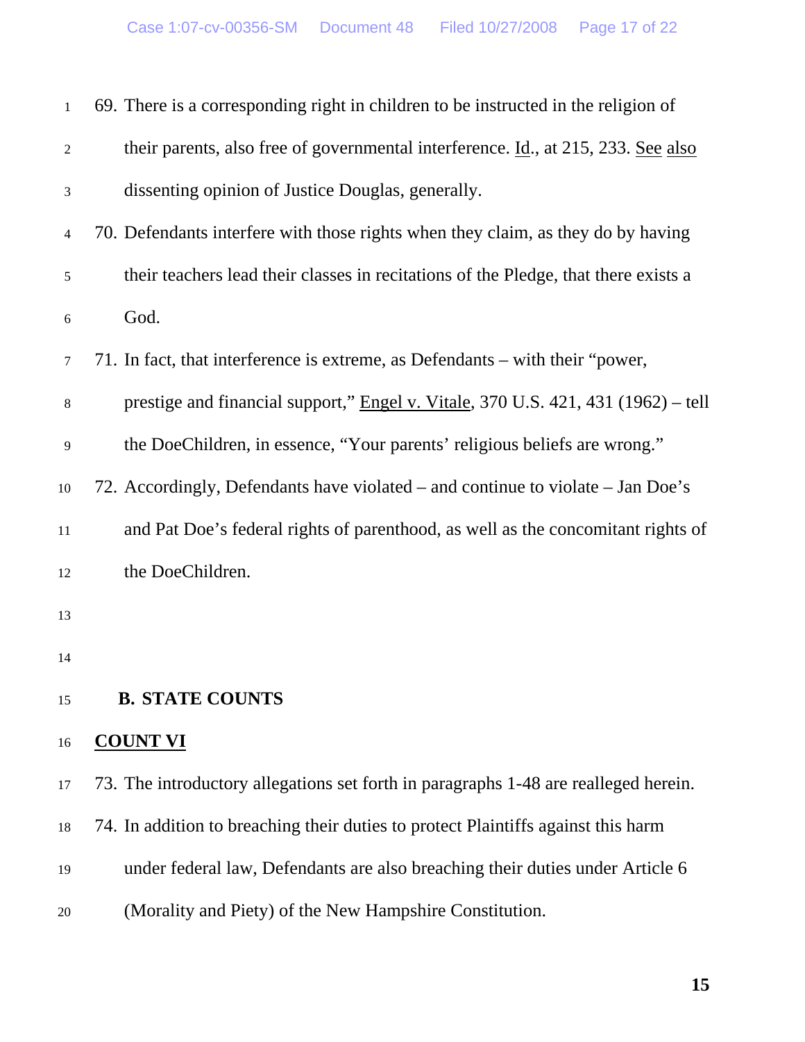69. There is a corresponding right in children to be instructed in the religion of their parents, also free of governmental interference. Id., at 215, 233. See also dissenting opinion of Justice Douglas, generally.

70. Defendants interfere with those rights when they claim, as they do by having their teachers lead their classes in recitations of the Pledge, that there exists a God.

71. In fact, that interference is extreme, as Defendants – with their "power, prestige and financial support," Engel v. Vitale, 370 U.S. 421, 431 (1962) – tell the DoeChildren, in essence, "Your parents' religious beliefs are wrong."

72. Accordingly, Defendants have violated – and continue to violate – Jan Doe's and Pat Doe's federal rights of parenthood, as well as the concomitant rights of the DoeChildren.

### B. STATE COUNTS

**COUNT VI**

73. The introductory allegations set forth in paragraphs 1-48 are realleged herein.

74. In addition to breaching their duties to protect Plaintiffs against this harm under federal law, Defendants are also breaching their duties under Article 6 (Morality and Piety) of the New Hampshire Constitution.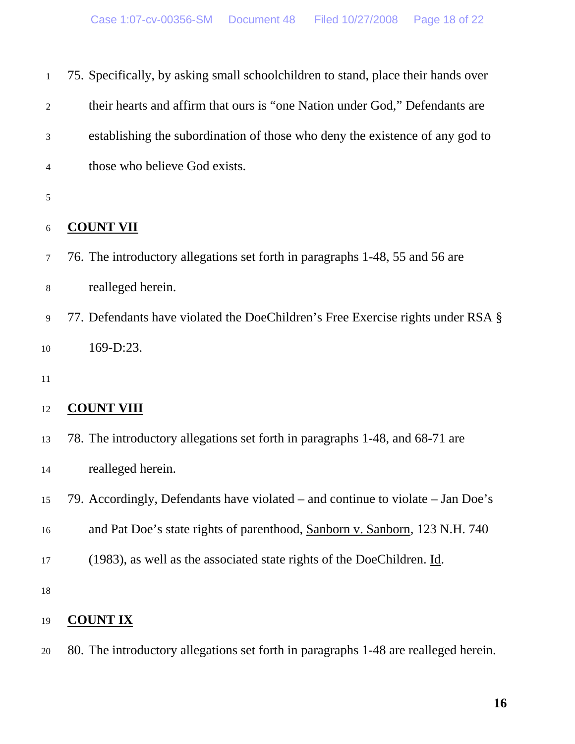75. Specifically, by asking small schoolchildren to stand, place their hands over their hearts and affirm that ours is "one Nation under God," Defendants are establishing the subordination of those who deny the existence of any god to those who believe God exists.

**COUNT VII**

76. The introductory allegations set forth in paragraphs 1-48, 55 and 56 are realleged herein.

77. Defendants have violated the DoeChildren's Free Exercise rights under RSA § 169-D:23.

**COUNT VIII**

78. The introductory allegations set forth in paragraphs 1-48, and 68-71 are realleged herein.

79. Accordingly, Defendants have violated – and continue to violate – Jan Doe's and Pat Doe's state rights of parenthood, Sanborn v. Sanborn, 123 N.H. 740 (1983), as well as the associated state rights of the DoeChildren. Id.

**COUNT IX**

80. The introductory allegations set forth in paragraphs 1-48 are realleged herein.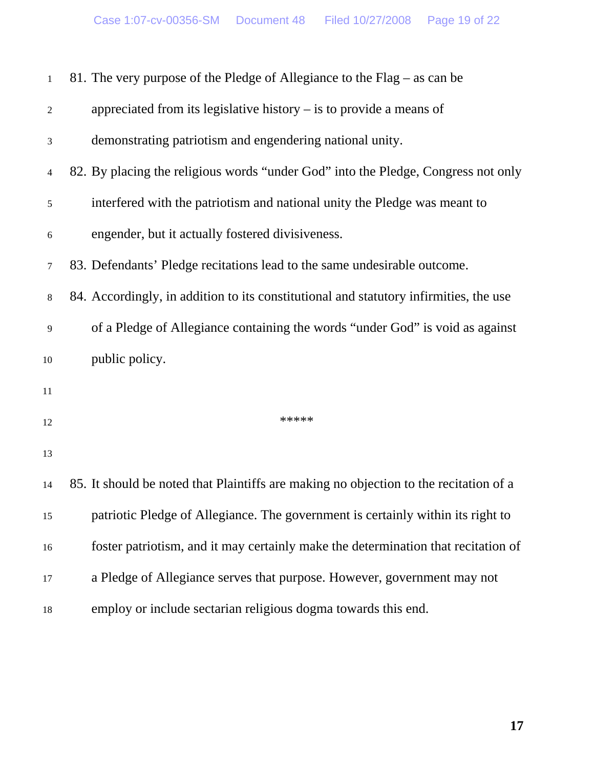81. The very purpose of the Pledge of Allegiance to the Flag – as can be appreciated from its legislative history – is to provide a means of demonstrating patriotism and engendering national unity.

82. By placing the religious words "under God" into the Pledge, Congress not only interfered with the patriotism and national unity the Pledge was meant to engender, but it actually fostered divisiveness.

83. Defendants' Pledge recitations lead to the same undesirable outcome.

84. Accordingly, in addition to its constitutional and statutory infirmities, the use of a Pledge of Allegiance containing the words "under God" is void as against public policy.

*****

85. It should be noted that Plaintiffs are making no objection to the recitation of a patriotic Pledge of Allegiance. The government is certainly within its right to foster patriotism, and it may certainly make the determination that recitation of a Pledge of Allegiance serves that purpose. However, government may not employ or include sectarian religious dogma towards this end.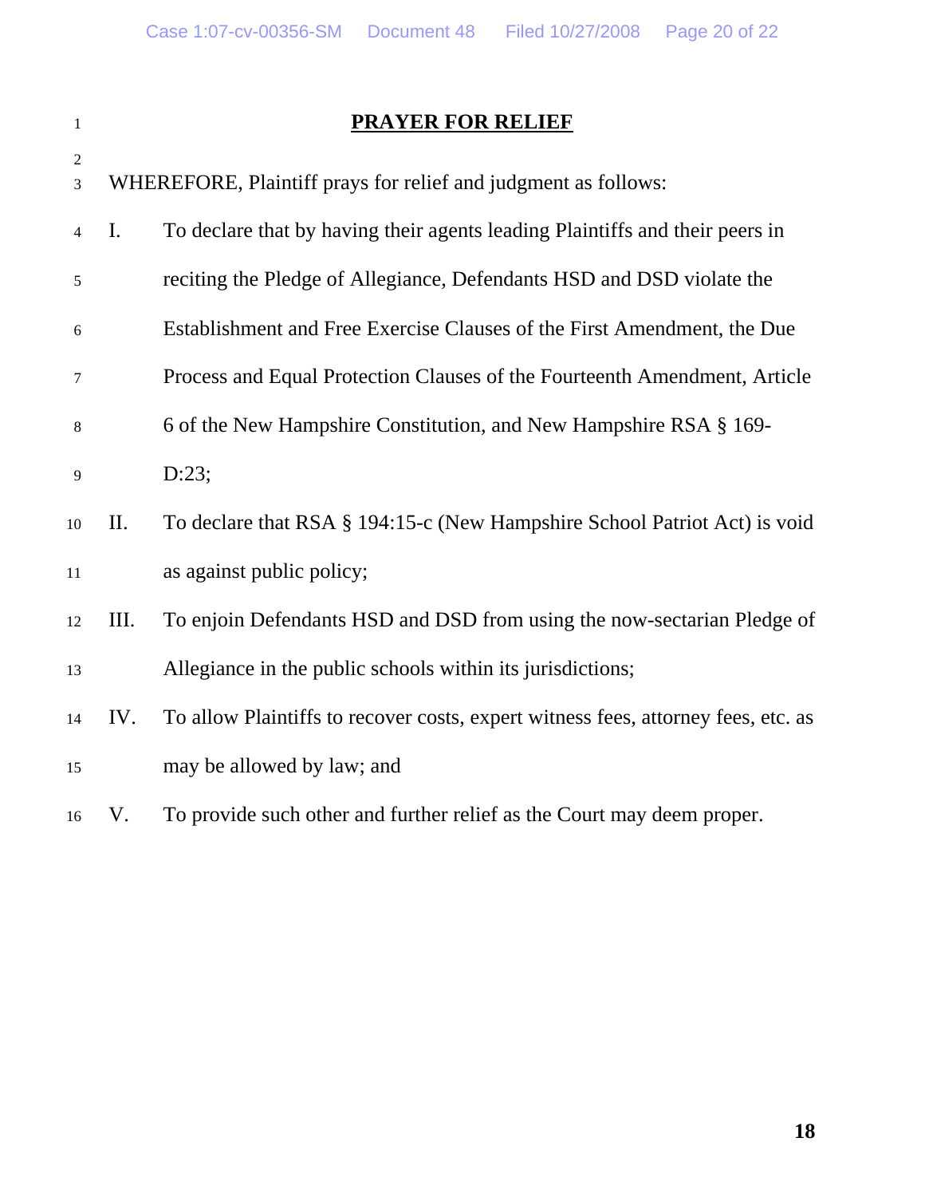## PRAYER FOR RELIEF

WHEREFORE, Plaintiff prays for relief and judgment as follows:

I. To declare that by having their agents leading Plaintiffs and their peers in reciting the Pledge of Allegiance, Defendants HSD and DSD violate the Establishment and Free Exercise Clauses of the First Amendment, the Due Process and Equal Protection Clauses of the Fourteenth Amendment, Article 6 of the New Hampshire Constitution, and New Hampshire RSA § 169-D:23;

II. To declare that RSA § 194:15-c (New Hampshire School Patriot Act) is void as against public policy;

III. To enjoin Defendants HSD and DSD from using the now-sectarian Pledge of Allegiance in the public schools within its jurisdictions;

IV. To allow Plaintiffs to recover costs, expert witness fees, attorney fees, etc. as may be allowed by law; and

V. To provide such other and further relief as the Court may deem proper.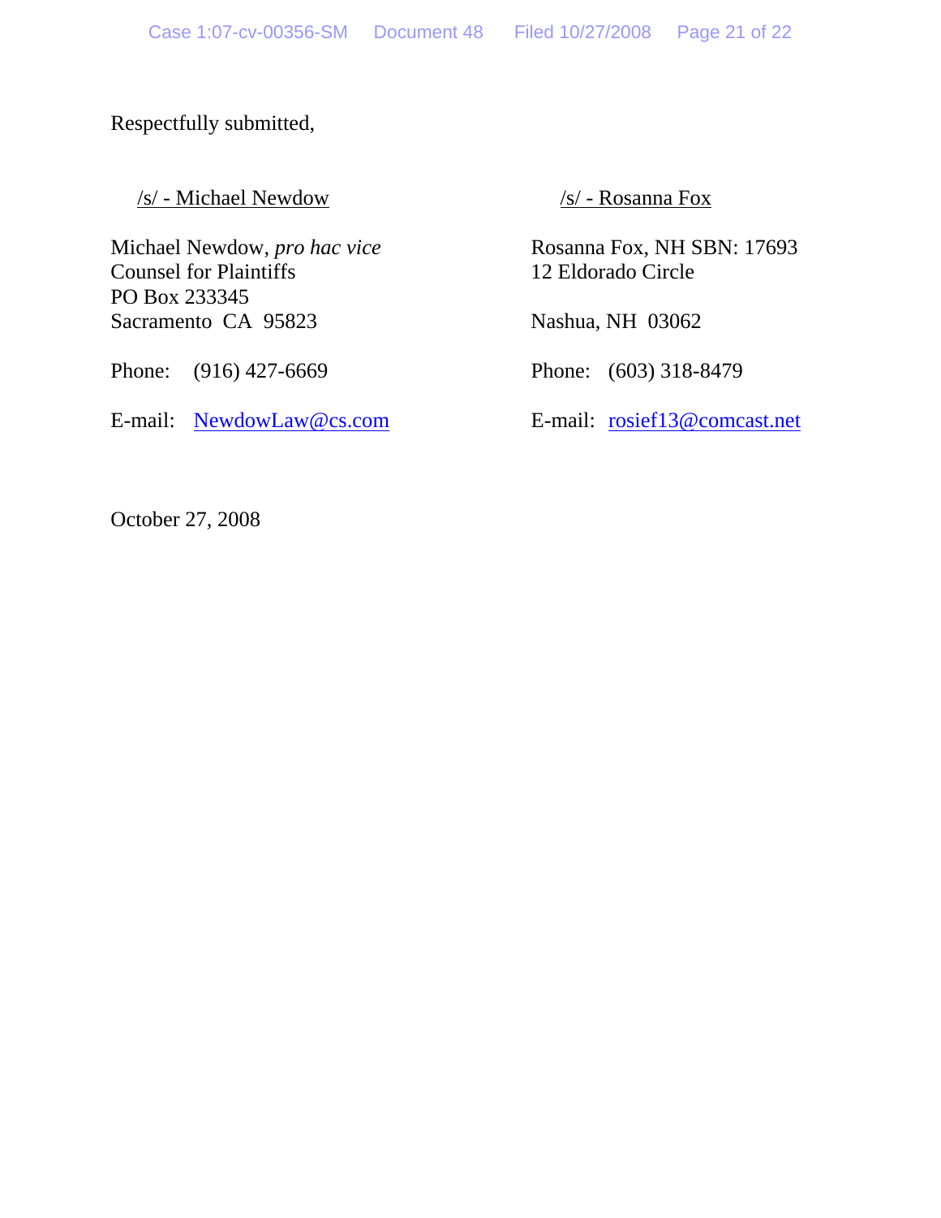Respectfully submitted,

/s/ - Michael Newdow

Michael Newdow, *pro hac vice*
Counsel for Plaintiffs
PO Box 233345
Sacramento CA 95823

Phone: (916) 427-6669

E-mail: NewdowLaw@cs.com

/s/ - Rosanna Fox

Rosanna Fox, NH SBN: 17693
12 Eldorado Circle

Nashua, NH 03062

Phone: (603) 318-8479

E-mail: rosief13@comcast.net

October 27, 2008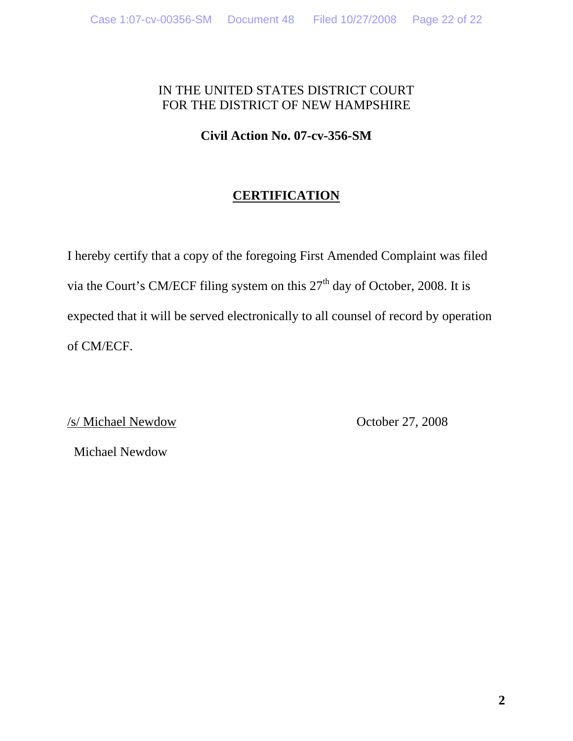IN THE UNITED STATES DISTRICT COURT
FOR THE DISTRICT OF NEW HAMPSHIRE

**Civil Action No. 07-cv-356-SM**

## **CERTIFICATION**

I hereby certify that a copy of the foregoing First Amended Complaint was filed via the Court's CM/ECF filing system on this 27th day of October, 2008. It is expected that it will be served electronically to all counsel of record by operation of CM/ECF.

/s/ Michael Newdow                                        October 27, 2008

Michael Newdow